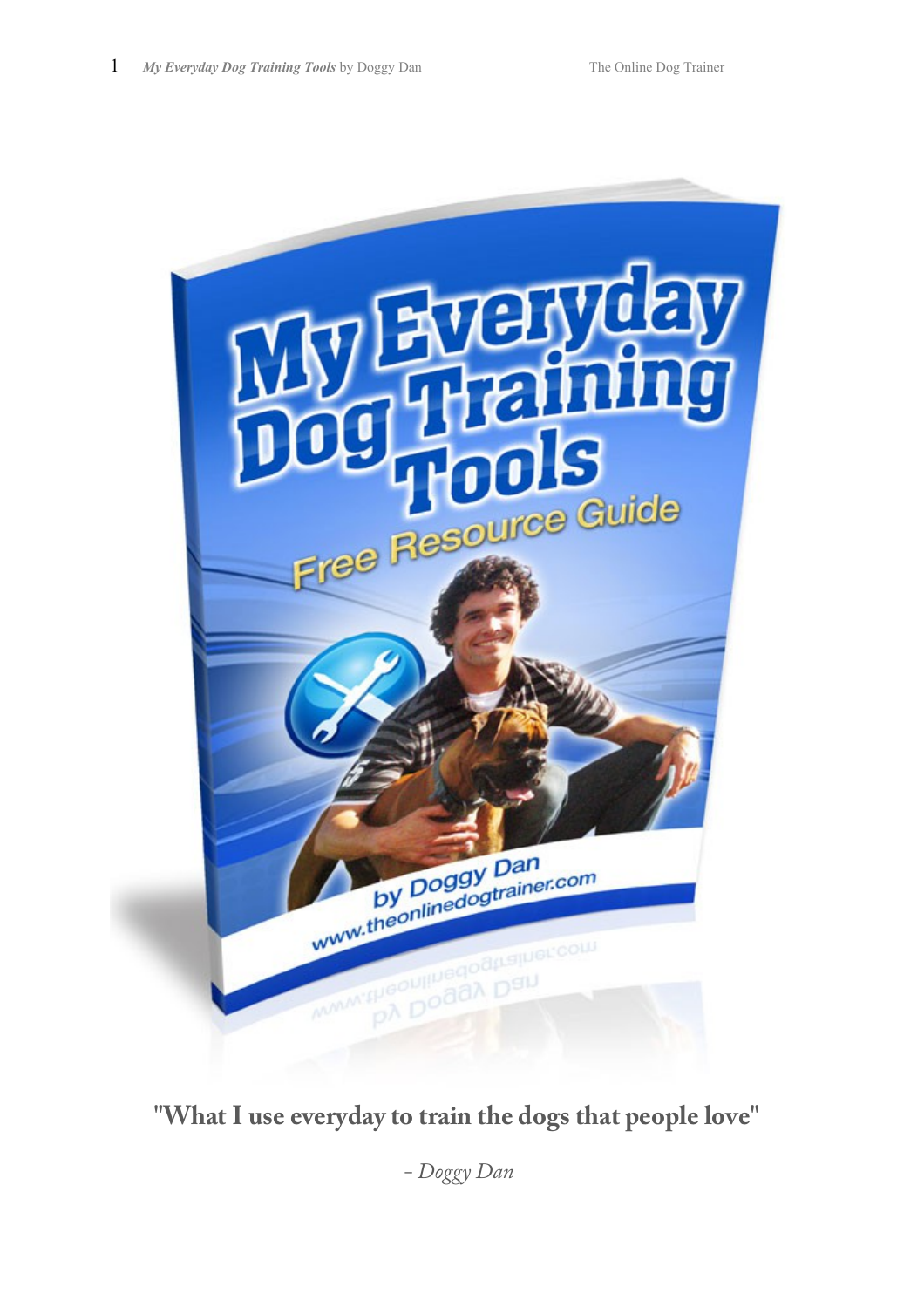"What I use everyday to train the dogs that people love"

*- Doggy Dan*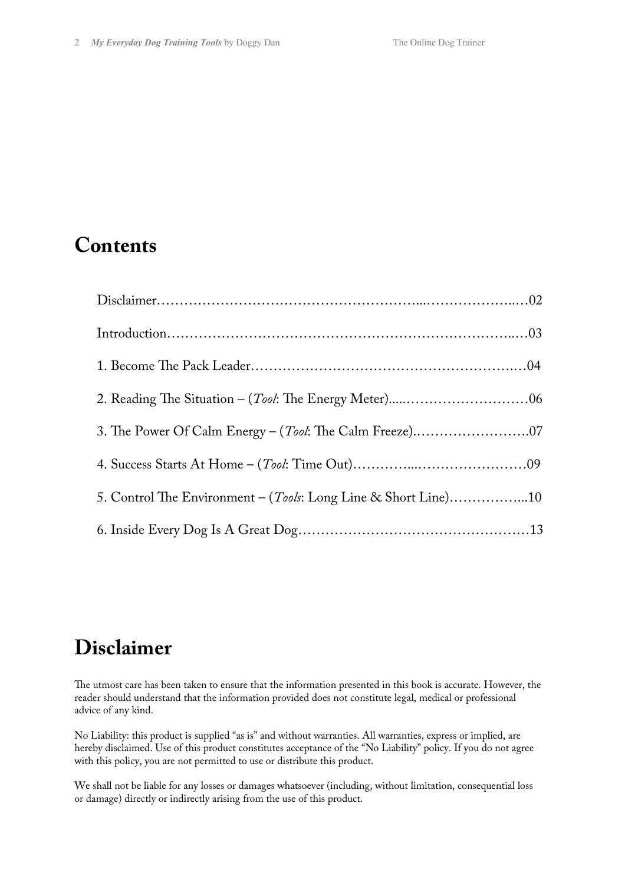## Contents

Disclaimer………………………………………………...…………………..…02

Introduction…………………………………………………………………..…03

1. Become The Pack Leader……………………………………………………..…04

2. Reading The Situation – (*Tool*: The Energy Meter).....………………………06

3. The Power Of Calm Energy – (*Tool*: The Calm Freeze).…………………….07

4. Success Starts At Home – (*Tool*: Time Out)…………...……………………09

5. Control The Environment – (*Tools*: Long Line & Short Line)……………...10

6. Inside Every Dog Is A Great Dog……………………………………………13

## Disclaimer

The utmost care has been taken to ensure that the information presented in this book is accurate. However, the reader should understand that the information provided does not constitute legal, medical or professional advice of any kind.

No Liability: this product is supplied "as is" and without warranties. All warranties, express or implied, are hereby disclaimed. Use of this product constitutes acceptance of the "No Liability" policy. If you do not agree with this policy, you are not permitted to use or distribute this product.

We shall not be liable for any losses or damages whatsoever (including, without limitation, consequential loss or damage) directly or indirectly arising from the use of this product.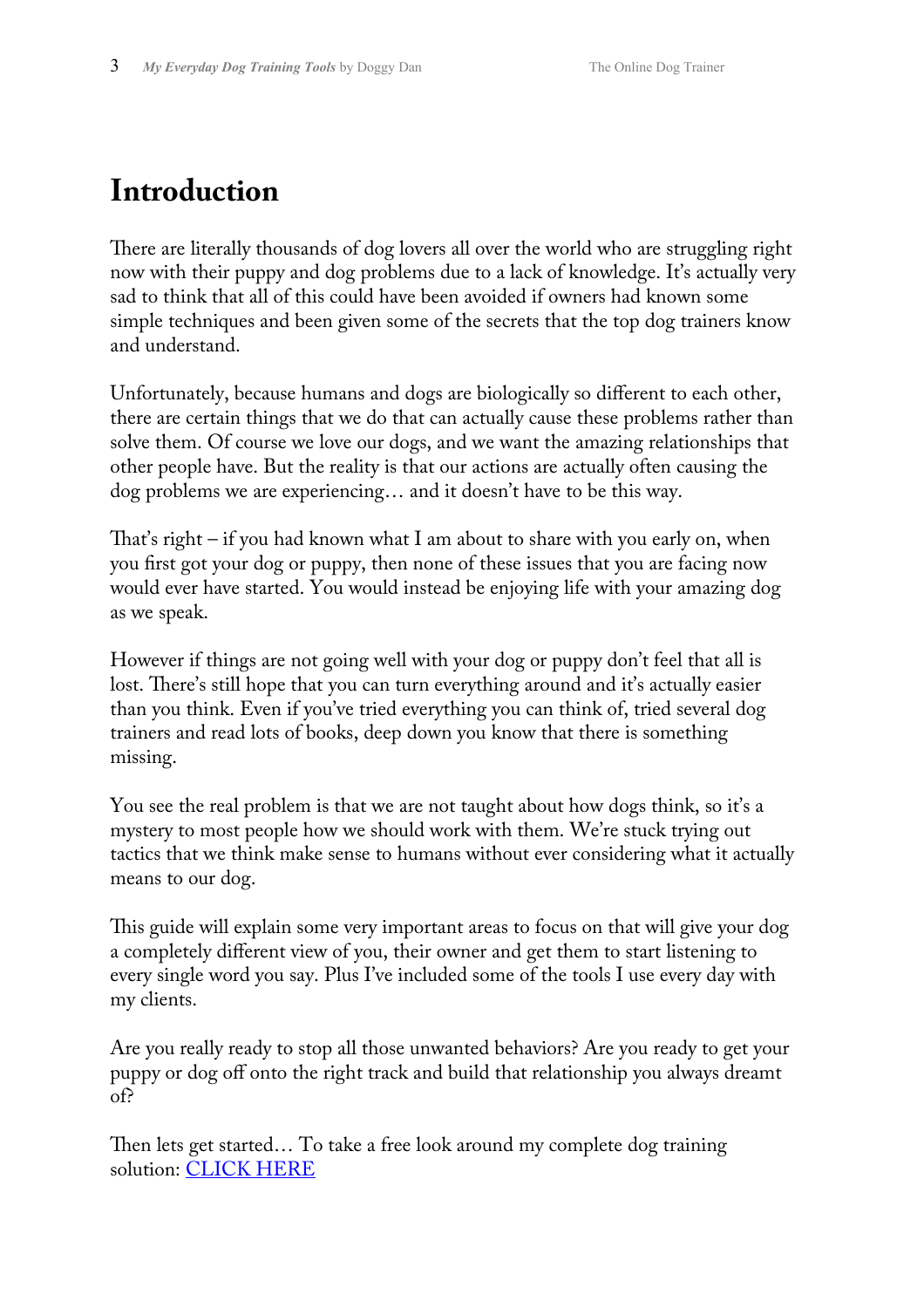# Introduction

There are literally thousands of dog lovers all over the world who are struggling right now with their puppy and dog problems due to a lack of knowledge. It's actually very sad to think that all of this could have been avoided if owners had known some simple techniques and been given some of the secrets that the top dog trainers know and understand.

Unfortunately, because humans and dogs are biologically so different to each other, there are certain things that we do that can actually cause these problems rather than solve them. Of course we love our dogs, and we want the amazing relationships that other people have. But the reality is that our actions are actually often causing the dog problems we are experiencing… and it doesn't have to be this way.

That's right – if you had known what I am about to share with you early on, when you first got your dog or puppy, then none of these issues that you are facing now would ever have started. You would instead be enjoying life with your amazing dog as we speak.

However if things are not going well with your dog or puppy don't feel that all is lost. There's still hope that you can turn everything around and it's actually easier than you think. Even if you've tried everything you can think of, tried several dog trainers and read lots of books, deep down you know that there is something missing.

You see the real problem is that we are not taught about how dogs think, so it's a mystery to most people how we should work with them. We're stuck trying out tactics that we think make sense to humans without ever considering what it actually means to our dog.

This guide will explain some very important areas to focus on that will give your dog a completely different view of you, their owner and get them to start listening to every single word you say. Plus I've included some of the tools I use every day with my clients.

Are you really ready to stop all those unwanted behaviors? Are you ready to get your puppy or dog off onto the right track and build that relationship you always dreamt of?

Then lets get started… To take a free look around my complete dog training solution: CLICK HERE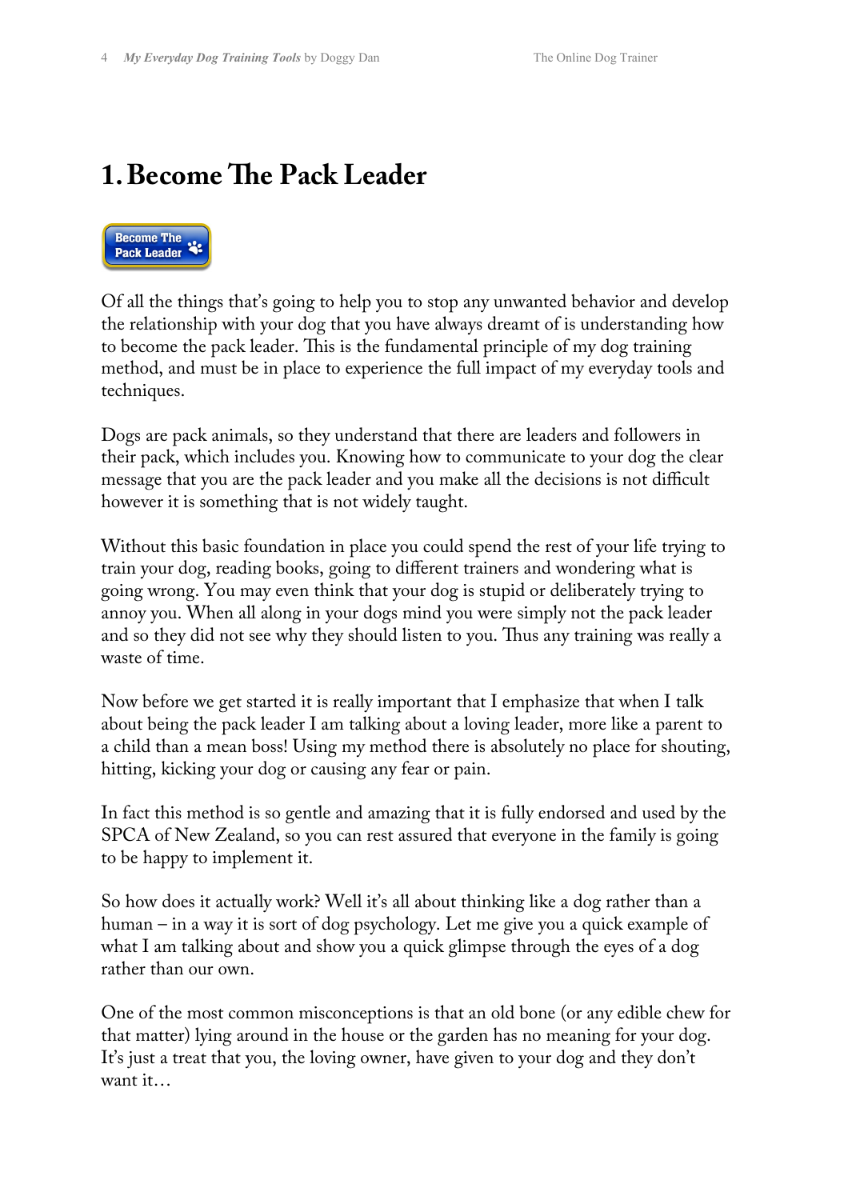# 1. Become The Pack Leader

Become The Pack Leader

Of all the things that's going to help you to stop any unwanted behavior and develop the relationship with your dog that you have always dreamt of is understanding how to become the pack leader. This is the fundamental principle of my dog training method, and must be in place to experience the full impact of my everyday tools and techniques.

Dogs are pack animals, so they understand that there are leaders and followers in their pack, which includes you. Knowing how to communicate to your dog the clear message that you are the pack leader and you make all the decisions is not difficult however it is something that is not widely taught.

Without this basic foundation in place you could spend the rest of your life trying to train your dog, reading books, going to different trainers and wondering what is going wrong. You may even think that your dog is stupid or deliberately trying to annoy you. When all along in your dogs mind you were simply not the pack leader and so they did not see why they should listen to you. Thus any training was really a waste of time.

Now before we get started it is really important that I emphasize that when I talk about being the pack leader I am talking about a loving leader, more like a parent to a child than a mean boss! Using my method there is absolutely no place for shouting, hitting, kicking your dog or causing any fear or pain.

In fact this method is so gentle and amazing that it is fully endorsed and used by the SPCA of New Zealand, so you can rest assured that everyone in the family is going to be happy to implement it.

So how does it actually work? Well it's all about thinking like a dog rather than a human – in a way it is sort of dog psychology. Let me give you a quick example of what I am talking about and show you a quick glimpse through the eyes of a dog rather than our own.

One of the most common misconceptions is that an old bone (or any edible chew for that matter) lying around in the house or the garden has no meaning for your dog. It's just a treat that you, the loving owner, have given to your dog and they don't want it…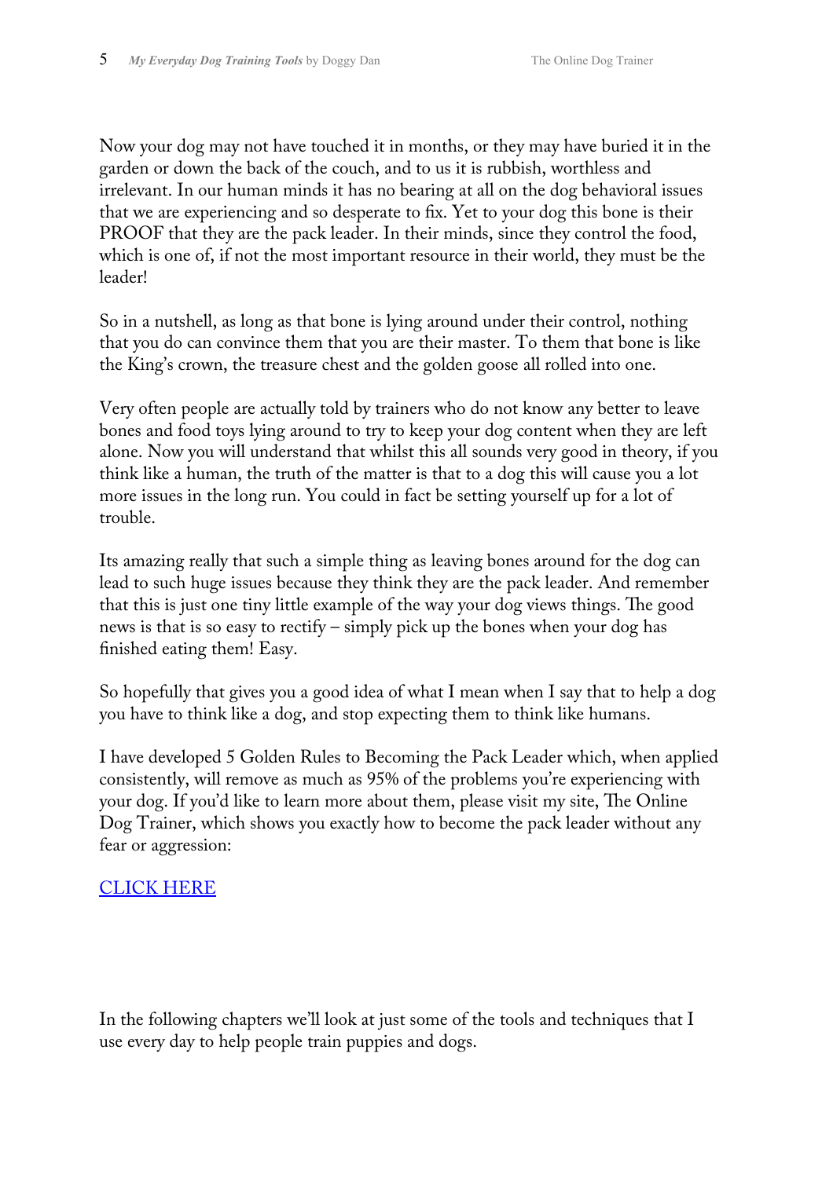Now your dog may not have touched it in months, or they may have buried it in the garden or down the back of the couch, and to us it is rubbish, worthless and irrelevant. In our human minds it has no bearing at all on the dog behavioral issues that we are experiencing and so desperate to fix. Yet to your dog this bone is their PROOF that they are the pack leader. In their minds, since they control the food, which is one of, if not the most important resource in their world, they must be the leader!

So in a nutshell, as long as that bone is lying around under their control, nothing that you do can convince them that you are their master. To them that bone is like the King's crown, the treasure chest and the golden goose all rolled into one.

Very often people are actually told by trainers who do not know any better to leave bones and food toys lying around to try to keep your dog content when they are left alone. Now you will understand that whilst this all sounds very good in theory, if you think like a human, the truth of the matter is that to a dog this will cause you a lot more issues in the long run. You could in fact be setting yourself up for a lot of trouble.

Its amazing really that such a simple thing as leaving bones around for the dog can lead to such huge issues because they think they are the pack leader. And remember that this is just one tiny little example of the way your dog views things. The good news is that is so easy to rectify – simply pick up the bones when your dog has finished eating them! Easy.

So hopefully that gives you a good idea of what I mean when I say that to help a dog you have to think like a dog, and stop expecting them to think like humans.

I have developed 5 Golden Rules to Becoming the Pack Leader which, when applied consistently, will remove as much as 95% of the problems you're experiencing with your dog. If you'd like to learn more about them, please visit my site, The Online Dog Trainer, which shows you exactly how to become the pack leader without any fear or aggression:

CLICK HERE

In the following chapters we'll look at just some of the tools and techniques that I use every day to help people train puppies and dogs.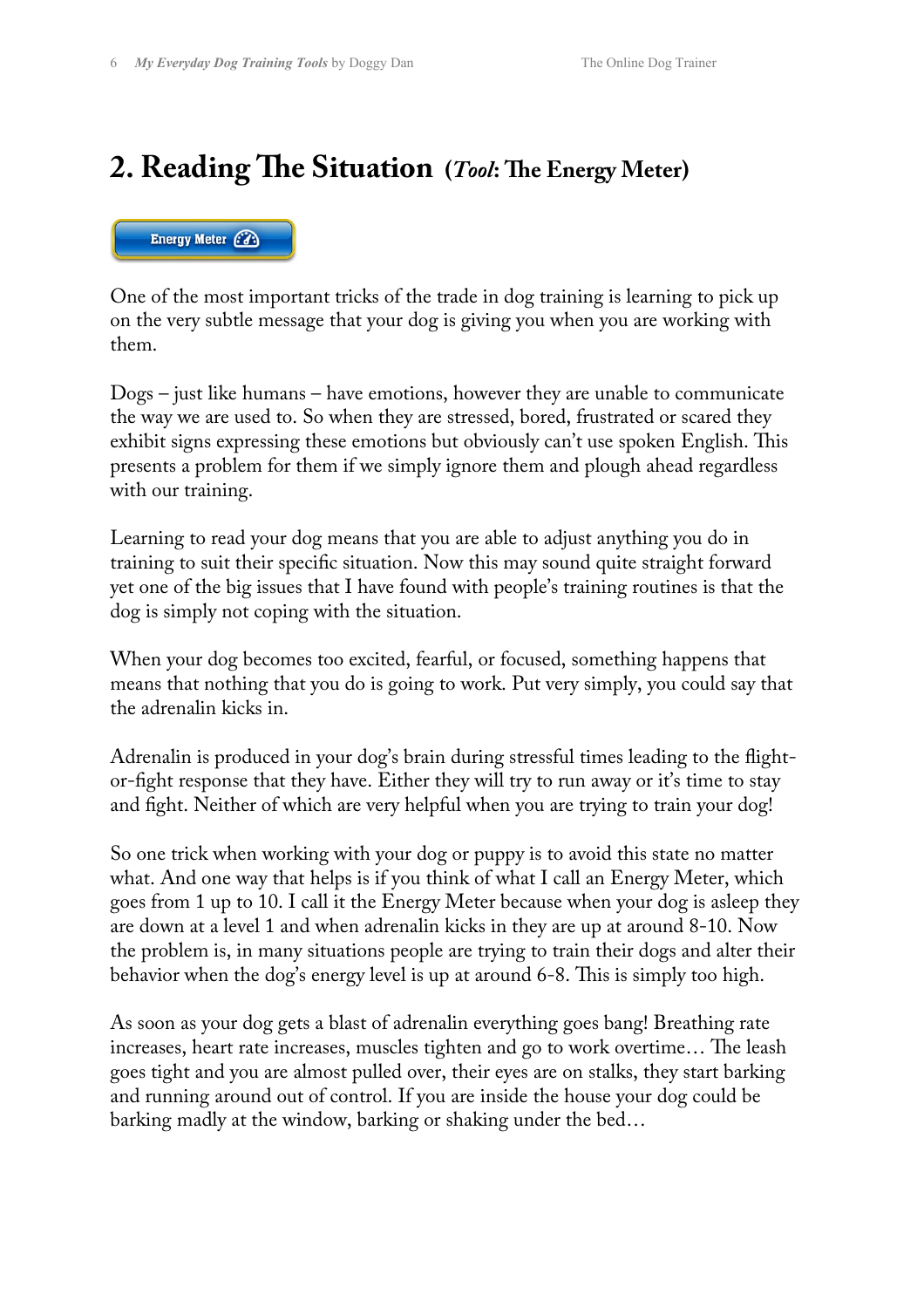## 2. Reading The Situation (*Tool*: The Energy Meter)

Energy Meter

One of the most important tricks of the trade in dog training is learning to pick up on the very subtle message that your dog is giving you when you are working with them.

Dogs – just like humans – have emotions, however they are unable to communicate the way we are used to. So when they are stressed, bored, frustrated or scared they exhibit signs expressing these emotions but obviously can't use spoken English. This presents a problem for them if we simply ignore them and plough ahead regardless with our training.

Learning to read your dog means that you are able to adjust anything you do in training to suit their specific situation. Now this may sound quite straight forward yet one of the big issues that I have found with people's training routines is that the dog is simply not coping with the situation.

When your dog becomes too excited, fearful, or focused, something happens that means that nothing that you do is going to work. Put very simply, you could say that the adrenalin kicks in.

Adrenalin is produced in your dog's brain during stressful times leading to the flight-or-fight response that they have. Either they will try to run away or it's time to stay and fight. Neither of which are very helpful when you are trying to train your dog!

So one trick when working with your dog or puppy is to avoid this state no matter what. And one way that helps is if you think of what I call an Energy Meter, which goes from 1 up to 10. I call it the Energy Meter because when your dog is asleep they are down at a level 1 and when adrenalin kicks in they are up at around 8-10. Now the problem is, in many situations people are trying to train their dogs and alter their behavior when the dog's energy level is up at around 6-8. This is simply too high.

As soon as your dog gets a blast of adrenalin everything goes bang! Breathing rate increases, heart rate increases, muscles tighten and go to work overtime… The leash goes tight and you are almost pulled over, their eyes are on stalks, they start barking and running around out of control. If you are inside the house your dog could be barking madly at the window, barking or shaking under the bed…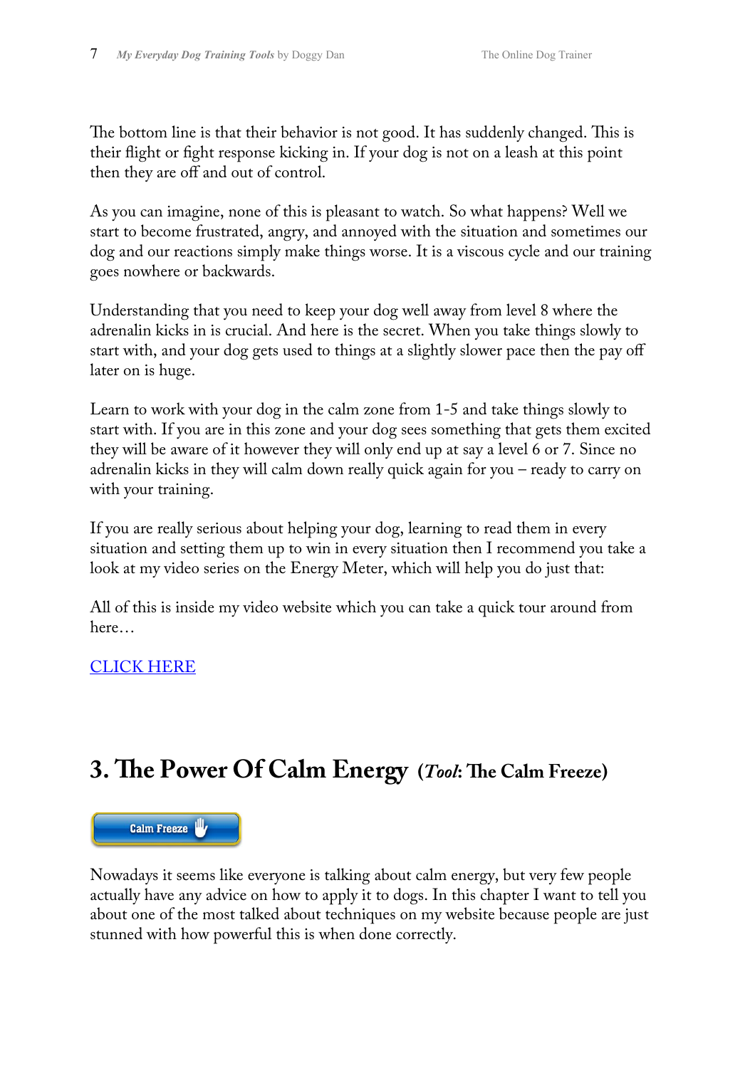The bottom line is that their behavior is not good. It has suddenly changed. This is their flight or fight response kicking in. If your dog is not on a leash at this point then they are off and out of control.

As you can imagine, none of this is pleasant to watch. So what happens? Well we start to become frustrated, angry, and annoyed with the situation and sometimes our dog and our reactions simply make things worse. It is a viscous cycle and our training goes nowhere or backwards.

Understanding that you need to keep your dog well away from level 8 where the adrenalin kicks in is crucial. And here is the secret. When you take things slowly to start with, and your dog gets used to things at a slightly slower pace then the pay off later on is huge.

Learn to work with your dog in the calm zone from 1-5 and take things slowly to start with. If you are in this zone and your dog sees something that gets them excited they will be aware of it however they will only end up at say a level 6 or 7. Since no adrenalin kicks in they will calm down really quick again for you – ready to carry on with your training.

If you are really serious about helping your dog, learning to read them in every situation and setting them up to win in every situation then I recommend you take a look at my video series on the Energy Meter, which will help you do just that:

All of this is inside my video website which you can take a quick tour around from here…

CLICK HERE

## 3. The Power Of Calm Energy (*Tool*: The Calm Freeze)

Calm Freeze

Nowadays it seems like everyone is talking about calm energy, but very few people actually have any advice on how to apply it to dogs. In this chapter I want to tell you about one of the most talked about techniques on my website because people are just stunned with how powerful this is when done correctly.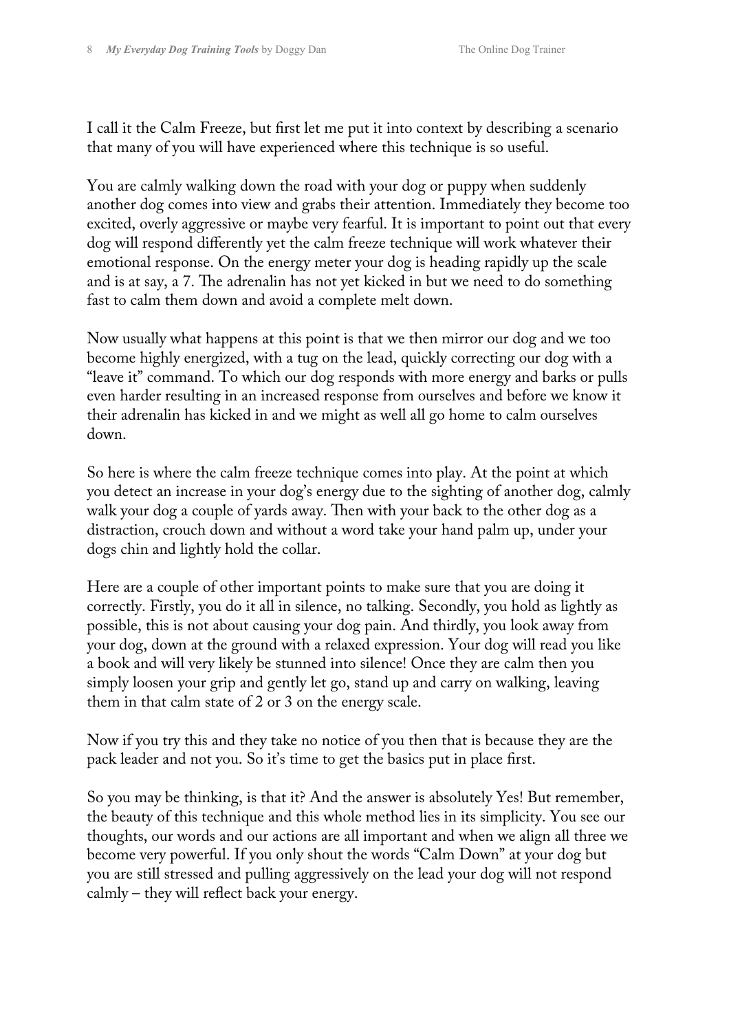I call it the Calm Freeze, but first let me put it into context by describing a scenario that many of you will have experienced where this technique is so useful.

You are calmly walking down the road with your dog or puppy when suddenly another dog comes into view and grabs their attention. Immediately they become too excited, overly aggressive or maybe very fearful. It is important to point out that every dog will respond differently yet the calm freeze technique will work whatever their emotional response. On the energy meter your dog is heading rapidly up the scale and is at say, a 7. The adrenalin has not yet kicked in but we need to do something fast to calm them down and avoid a complete melt down.

Now usually what happens at this point is that we then mirror our dog and we too become highly energized, with a tug on the lead, quickly correcting our dog with a "leave it" command. To which our dog responds with more energy and barks or pulls even harder resulting in an increased response from ourselves and before we know it their adrenalin has kicked in and we might as well all go home to calm ourselves down.

So here is where the calm freeze technique comes into play. At the point at which you detect an increase in your dog's energy due to the sighting of another dog, calmly walk your dog a couple of yards away. Then with your back to the other dog as a distraction, crouch down and without a word take your hand palm up, under your dogs chin and lightly hold the collar.

Here are a couple of other important points to make sure that you are doing it correctly. Firstly, you do it all in silence, no talking. Secondly, you hold as lightly as possible, this is not about causing your dog pain. And thirdly, you look away from your dog, down at the ground with a relaxed expression. Your dog will read you like a book and will very likely be stunned into silence! Once they are calm then you simply loosen your grip and gently let go, stand up and carry on walking, leaving them in that calm state of 2 or 3 on the energy scale.

Now if you try this and they take no notice of you then that is because they are the pack leader and not you. So it's time to get the basics put in place first.

So you may be thinking, is that it? And the answer is absolutely Yes! But remember, the beauty of this technique and this whole method lies in its simplicity. You see our thoughts, our words and our actions are all important and when we align all three we become very powerful. If you only shout the words "Calm Down" at your dog but you are still stressed and pulling aggressively on the lead your dog will not respond calmly – they will reflect back your energy.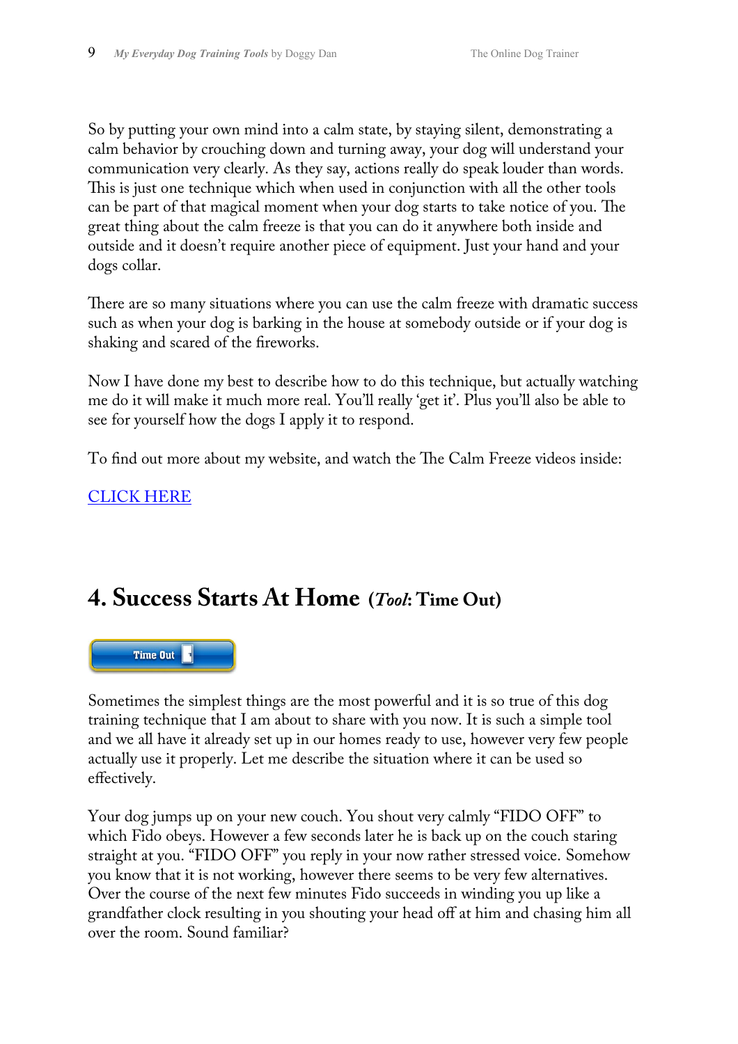So by putting your own mind into a calm state, by staying silent, demonstrating a calm behavior by crouching down and turning away, your dog will understand your communication very clearly. As they say, actions really do speak louder than words. This is just one technique which when used in conjunction with all the other tools can be part of that magical moment when your dog starts to take notice of you. The great thing about the calm freeze is that you can do it anywhere both inside and outside and it doesn't require another piece of equipment. Just your hand and your dogs collar.

There are so many situations where you can use the calm freeze with dramatic success such as when your dog is barking in the house at somebody outside or if your dog is shaking and scared of the fireworks.

Now I have done my best to describe how to do this technique, but actually watching me do it will make it much more real. You'll really 'get it'. Plus you'll also be able to see for yourself how the dogs I apply it to respond.

To find out more about my website, and watch the The Calm Freeze videos inside:

CLICK HERE

## 4. Success Starts At Home (*Tool*: Time Out)

Time Out

Sometimes the simplest things are the most powerful and it is so true of this dog training technique that I am about to share with you now. It is such a simple tool and we all have it already set up in our homes ready to use, however very few people actually use it properly. Let me describe the situation where it can be used so effectively.

Your dog jumps up on your new couch. You shout very calmly "FIDO OFF" to which Fido obeys. However a few seconds later he is back up on the couch staring straight at you. "FIDO OFF" you reply in your now rather stressed voice. Somehow you know that it is not working, however there seems to be very few alternatives. Over the course of the next few minutes Fido succeeds in winding you up like a grandfather clock resulting in you shouting your head off at him and chasing him all over the room. Sound familiar?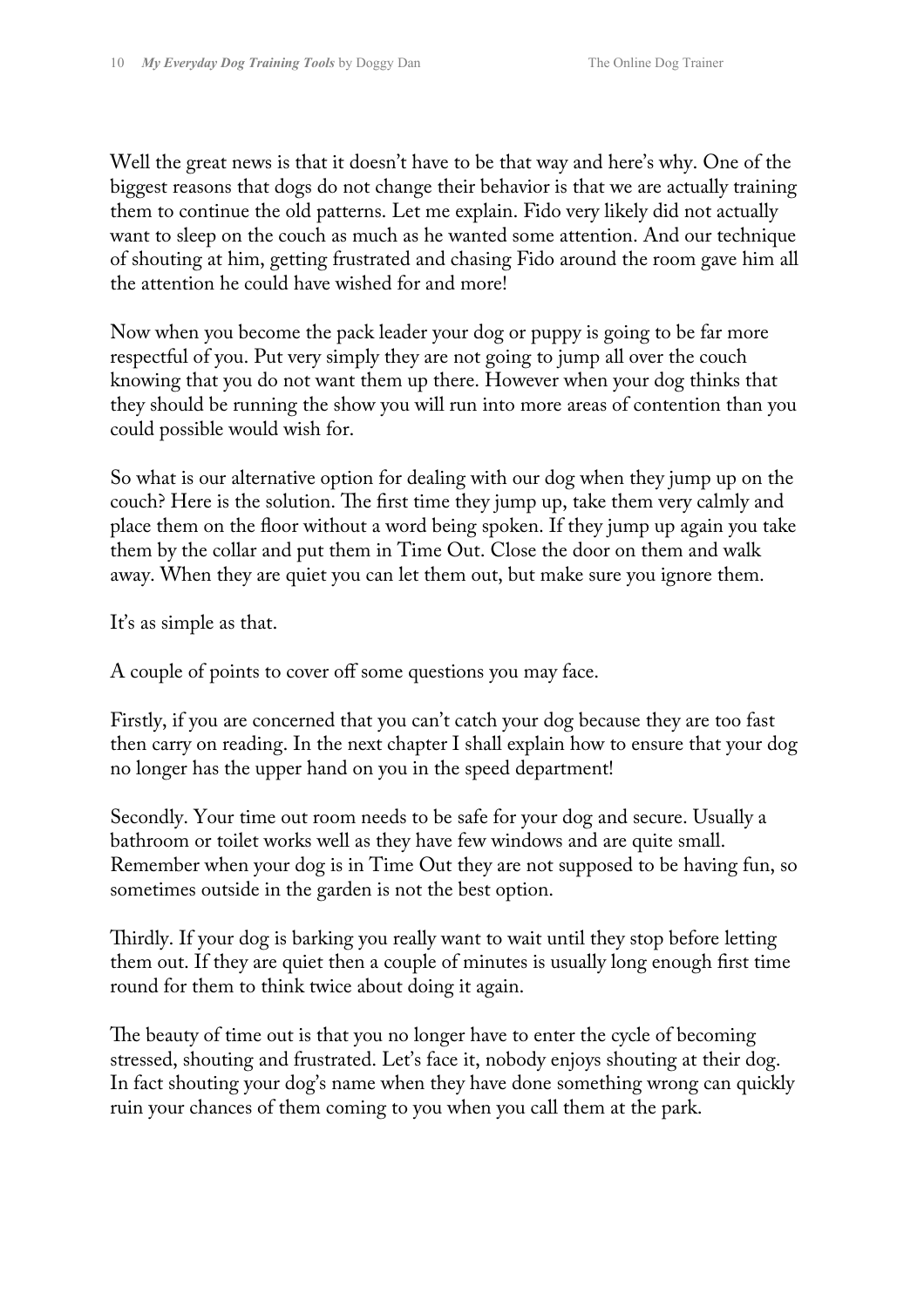Well the great news is that it doesn't have to be that way and here's why. One of the biggest reasons that dogs do not change their behavior is that we are actually training them to continue the old patterns. Let me explain. Fido very likely did not actually want to sleep on the couch as much as he wanted some attention. And our technique of shouting at him, getting frustrated and chasing Fido around the room gave him all the attention he could have wished for and more!

Now when you become the pack leader your dog or puppy is going to be far more respectful of you. Put very simply they are not going to jump all over the couch knowing that you do not want them up there. However when your dog thinks that they should be running the show you will run into more areas of contention than you could possible would wish for.

So what is our alternative option for dealing with our dog when they jump up on the couch? Here is the solution. The first time they jump up, take them very calmly and place them on the floor without a word being spoken. If they jump up again you take them by the collar and put them in Time Out. Close the door on them and walk away. When they are quiet you can let them out, but make sure you ignore them.

It's as simple as that.

A couple of points to cover off some questions you may face.

Firstly, if you are concerned that you can't catch your dog because they are too fast then carry on reading. In the next chapter I shall explain how to ensure that your dog no longer has the upper hand on you in the speed department!

Secondly. Your time out room needs to be safe for your dog and secure. Usually a bathroom or toilet works well as they have few windows and are quite small. Remember when your dog is in Time Out they are not supposed to be having fun, so sometimes outside in the garden is not the best option.

Thirdly. If your dog is barking you really want to wait until they stop before letting them out. If they are quiet then a couple of minutes is usually long enough first time round for them to think twice about doing it again.

The beauty of time out is that you no longer have to enter the cycle of becoming stressed, shouting and frustrated. Let's face it, nobody enjoys shouting at their dog. In fact shouting your dog's name when they have done something wrong can quickly ruin your chances of them coming to you when you call them at the park.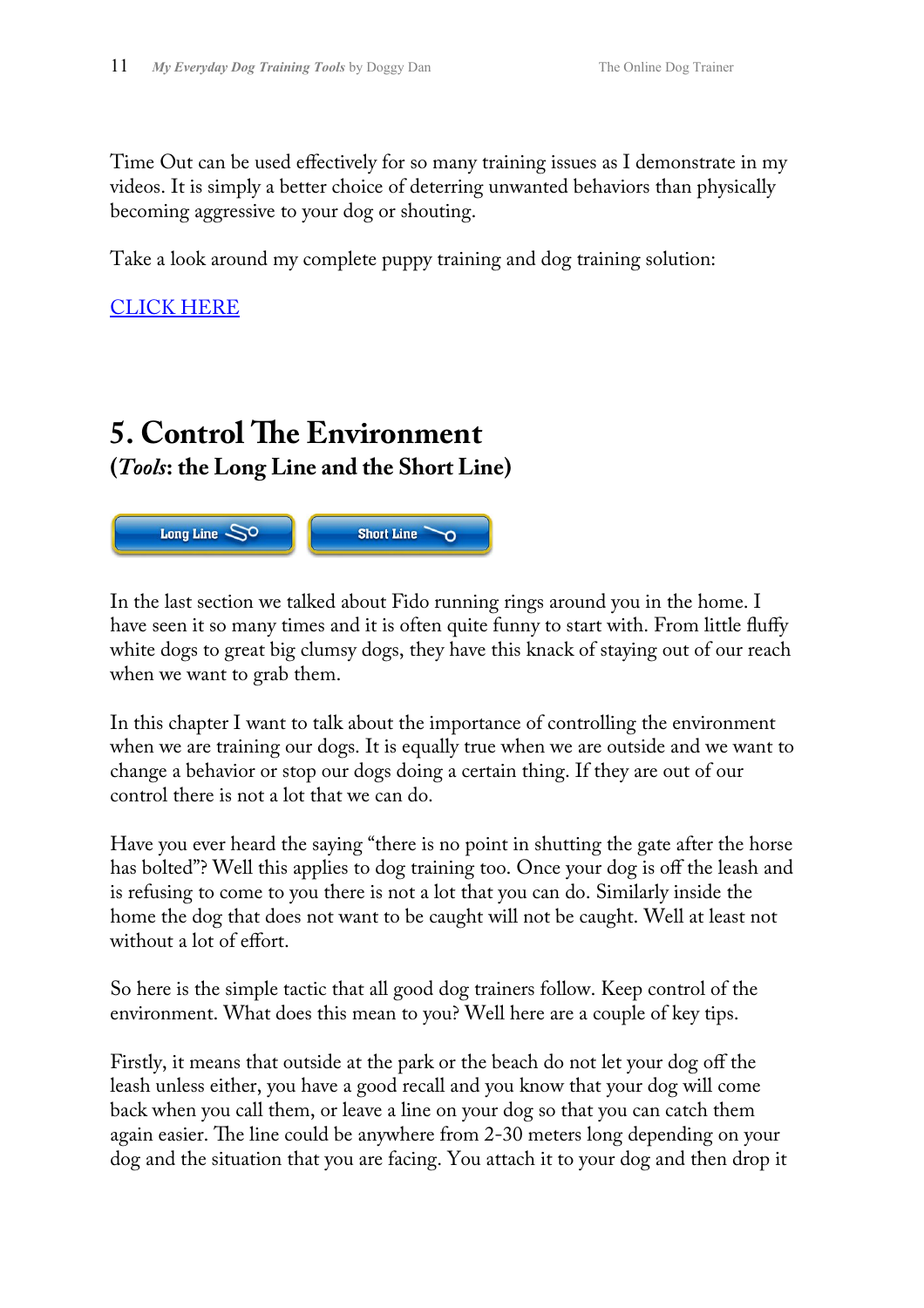Time Out can be used effectively for so many training issues as I demonstrate in my videos. It is simply a better choice of deterring unwanted behaviors than physically becoming aggressive to your dog or shouting.

Take a look around my complete puppy training and dog training solution:

CLICK HERE

## 5. Control The Environment

### (*Tools*: the Long Line and the Short Line)

Long Line Short Line

In the last section we talked about Fido running rings around you in the home. I have seen it so many times and it is often quite funny to start with. From little fluffy white dogs to great big clumsy dogs, they have this knack of staying out of our reach when we want to grab them.

In this chapter I want to talk about the importance of controlling the environment when we are training our dogs. It is equally true when we are outside and we want to change a behavior or stop our dogs doing a certain thing. If they are out of our control there is not a lot that we can do.

Have you ever heard the saying "there is no point in shutting the gate after the horse has bolted"? Well this applies to dog training too. Once your dog is off the leash and is refusing to come to you there is not a lot that you can do. Similarly inside the home the dog that does not want to be caught will not be caught. Well at least not without a lot of effort.

So here is the simple tactic that all good dog trainers follow. Keep control of the environment. What does this mean to you? Well here are a couple of key tips.

Firstly, it means that outside at the park or the beach do not let your dog off the leash unless either, you have a good recall and you know that your dog will come back when you call them, or leave a line on your dog so that you can catch them again easier. The line could be anywhere from 2-30 meters long depending on your dog and the situation that you are facing. You attach it to your dog and then drop it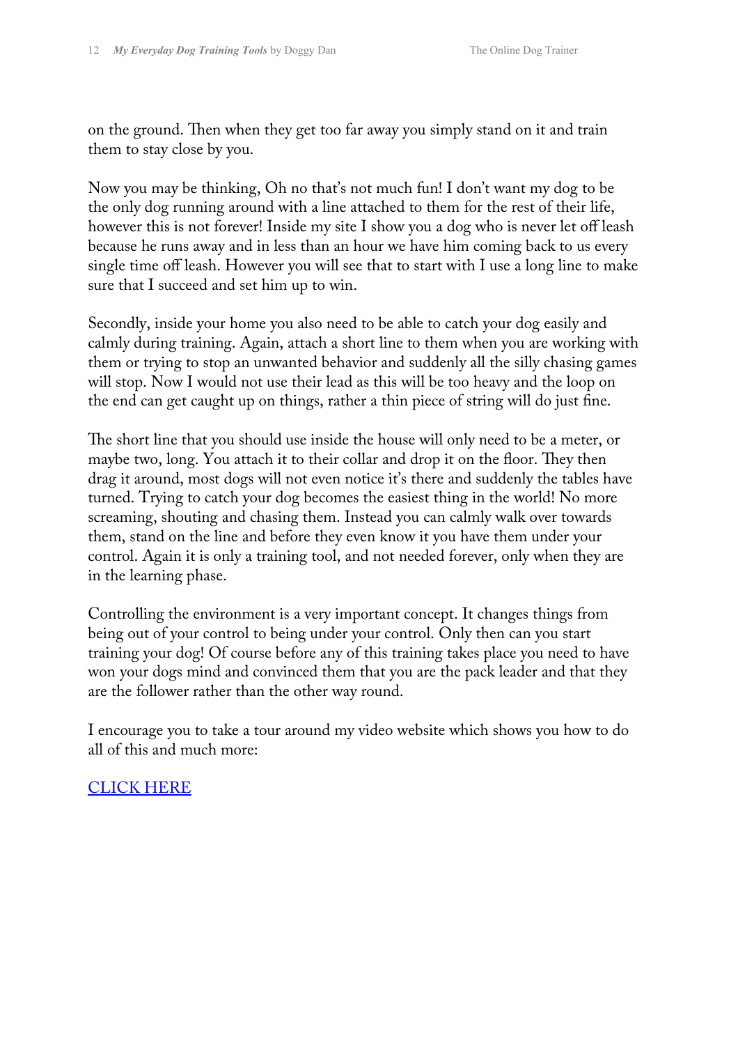on the ground. Then when they get too far away you simply stand on it and train them to stay close by you.

Now you may be thinking, Oh no that's not much fun! I don't want my dog to be the only dog running around with a line attached to them for the rest of their life, however this is not forever! Inside my site I show you a dog who is never let off leash because he runs away and in less than an hour we have him coming back to us every single time off leash. However you will see that to start with I use a long line to make sure that I succeed and set him up to win.

Secondly, inside your home you also need to be able to catch your dog easily and calmly during training. Again, attach a short line to them when you are working with them or trying to stop an unwanted behavior and suddenly all the silly chasing games will stop. Now I would not use their lead as this will be too heavy and the loop on the end can get caught up on things, rather a thin piece of string will do just fine.

The short line that you should use inside the house will only need to be a meter, or maybe two, long. You attach it to their collar and drop it on the floor. They then drag it around, most dogs will not even notice it's there and suddenly the tables have turned. Trying to catch your dog becomes the easiest thing in the world! No more screaming, shouting and chasing them. Instead you can calmly walk over towards them, stand on the line and before they even know it you have them under your control. Again it is only a training tool, and not needed forever, only when they are in the learning phase.

Controlling the environment is a very important concept. It changes things from being out of your control to being under your control. Only then can you start training your dog! Of course before any of this training takes place you need to have won your dogs mind and convinced them that you are the pack leader and that they are the follower rather than the other way round.

I encourage you to take a tour around my video website which shows you how to do all of this and much more:

CLICK HERE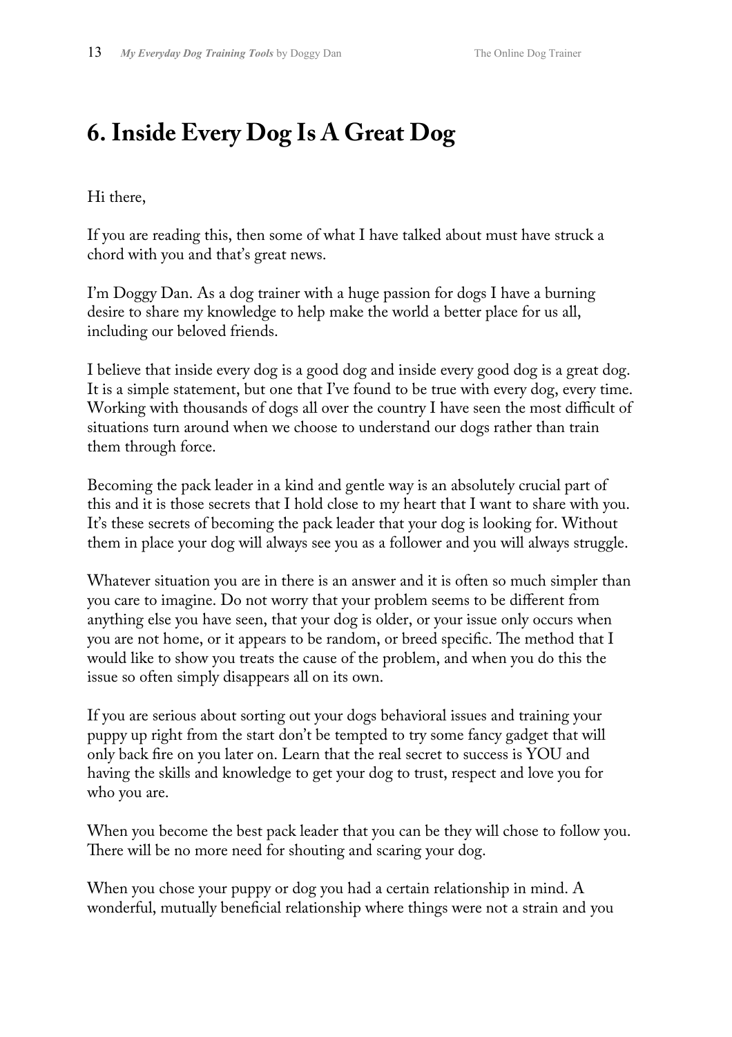# 6. Inside Every Dog Is A Great Dog

Hi there,

If you are reading this, then some of what I have talked about must have struck a chord with you and that's great news.

I'm Doggy Dan. As a dog trainer with a huge passion for dogs I have a burning desire to share my knowledge to help make the world a better place for us all, including our beloved friends.

I believe that inside every dog is a good dog and inside every good dog is a great dog. It is a simple statement, but one that I've found to be true with every dog, every time. Working with thousands of dogs all over the country I have seen the most difficult of situations turn around when we choose to understand our dogs rather than train them through force.

Becoming the pack leader in a kind and gentle way is an absolutely crucial part of this and it is those secrets that I hold close to my heart that I want to share with you. It's these secrets of becoming the pack leader that your dog is looking for. Without them in place your dog will always see you as a follower and you will always struggle.

Whatever situation you are in there is an answer and it is often so much simpler than you care to imagine. Do not worry that your problem seems to be different from anything else you have seen, that your dog is older, or your issue only occurs when you are not home, or it appears to be random, or breed specific. The method that I would like to show you treats the cause of the problem, and when you do this the issue so often simply disappears all on its own.

If you are serious about sorting out your dogs behavioral issues and training your puppy up right from the start don't be tempted to try some fancy gadget that will only back fire on you later on. Learn that the real secret to success is YOU and having the skills and knowledge to get your dog to trust, respect and love you for who you are.

When you become the best pack leader that you can be they will chose to follow you. There will be no more need for shouting and scaring your dog.

When you chose your puppy or dog you had a certain relationship in mind. A wonderful, mutually beneficial relationship where things were not a strain and you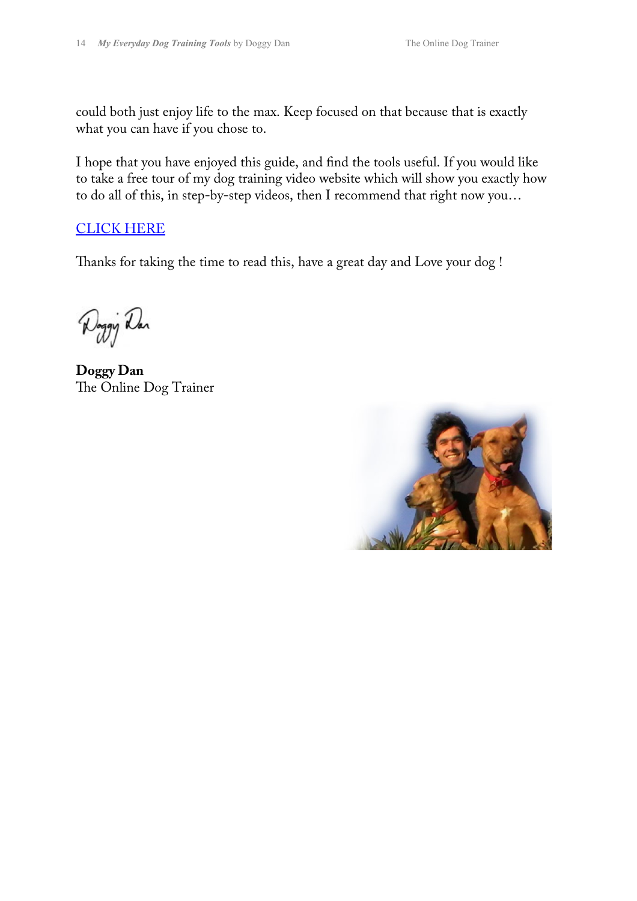could both just enjoy life to the max. Keep focused on that because that is exactly what you can have if you chose to.

I hope that you have enjoyed this guide, and find the tools useful. If you would like to take a free tour of my dog training video website which will show you exactly how to do all of this, in step-by-step videos, then I recommend that right now you…

CLICK HERE

Thanks for taking the time to read this, have a great day and Love your dog !

Doggy Dan

**Doggy Dan**
The Online Dog Trainer